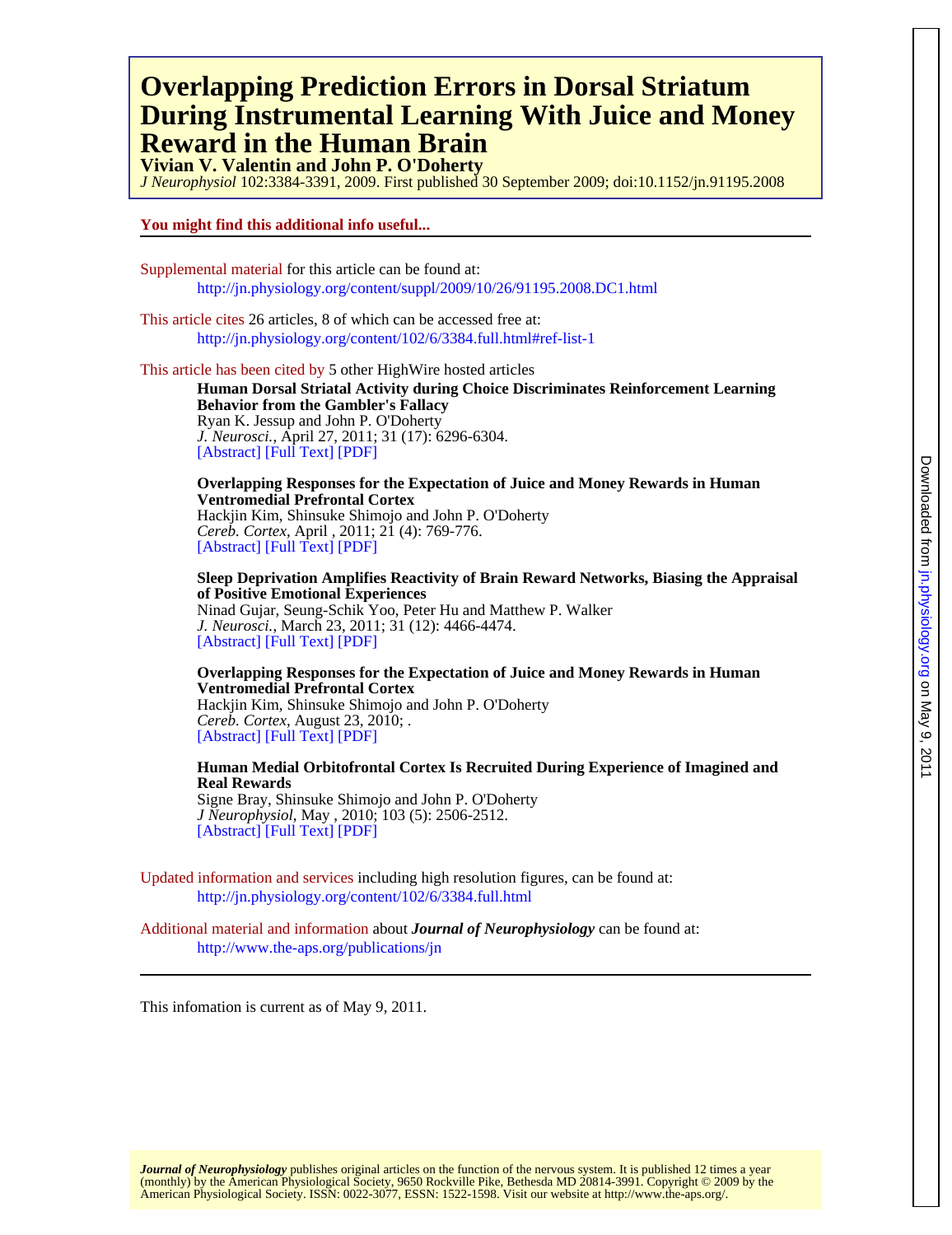# Overlapping Prediction Errors in Dorsal Striatum During Instrumental Learning With Juice and Money Reward in the Human Brain

**Vivian V. Valentin and John P. O'Doherty**

*J Neurophysiol* 102:3384-3391, 2009. First published 30 September 2009; doi:10.1152/jn.91195.2008

**You might find this additional info useful...**

Supplemental material for this article can be found at:
http://jn.physiology.org/content/suppl/2009/10/26/91195.2008.DC1.html

This article cites 26 articles, 8 of which can be accessed free at:
http://jn.physiology.org/content/102/6/3384.full.html#ref-list-1

This article has been cited by 5 other HighWire hosted articles

**Human Dorsal Striatal Activity during Choice Discriminates Reinforcement Learning Behavior from the Gambler's Fallacy**
Ryan K. Jessup and John P. O'Doherty
*J. Neurosci.*, April 27, 2011; 31 (17): 6296-6304.
[Abstract] [Full Text] [PDF]

**Overlapping Responses for the Expectation of Juice and Money Rewards in Human Ventromedial Prefrontal Cortex**
Hackjin Kim, Shinsuke Shimojo and John P. O'Doherty
*Cereb. Cortex*, April , 2011; 21 (4): 769-776.
[Abstract] [Full Text] [PDF]

**Sleep Deprivation Amplifies Reactivity of Brain Reward Networks, Biasing the Appraisal of Positive Emotional Experiences**
Ninad Gujar, Seung-Schik Yoo, Peter Hu and Matthew P. Walker
*J. Neurosci.*, March 23, 2011; 31 (12): 4466-4474.
[Abstract] [Full Text] [PDF]

**Overlapping Responses for the Expectation of Juice and Money Rewards in Human Ventromedial Prefrontal Cortex**
Hackjin Kim, Shinsuke Shimojo and John P. O'Doherty
*Cereb. Cortex*, August 23, 2010; .
[Abstract] [Full Text] [PDF]

**Human Medial Orbitofrontal Cortex Is Recruited During Experience of Imagined and Real Rewards**
Signe Bray, Shinsuke Shimojo and John P. O'Doherty
*J Neurophysiol*, May , 2010; 103 (5): 2506-2512.
[Abstract] [Full Text] [PDF]

Updated information and services including high resolution figures, can be found at:
http://jn.physiology.org/content/102/6/3384.full.html

Additional material and information about ***Journal of Neurophysiology*** can be found at:
http://www.the-aps.org/publications/jn

This infomation is current as of May 9, 2011.

***Journal of Neurophysiology*** publishes original articles on the function of the nervous system. It is published 12 times a year (monthly) by the American Physiological Society, 9650 Rockville Pike, Bethesda MD 20814-3991. Copyright © 2009 by the American Physiological Society. ISSN: 0022-3077, ESSN: 1522-1598. Visit our website at http://www.the-aps.org/.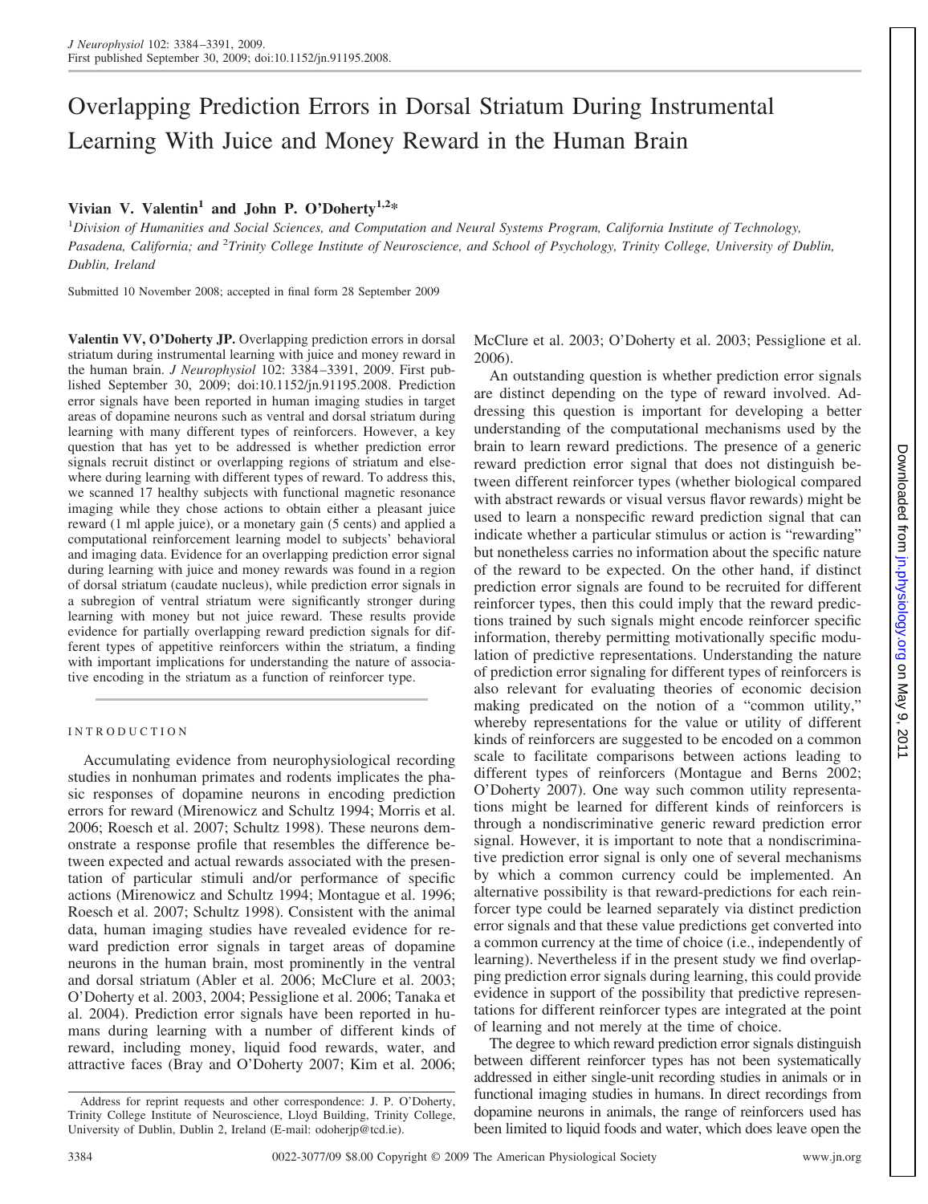Valentin VV, O'Doherty JP. Overlapping prediction errors in dorsal striatum during instrumental learning with juice and money reward in the human brain. *J Neurophysiol* 102: 3384–3391, 2009. First published September 30, 2009; doi:10.1152/jn.91195.2008.

# Overlapping Prediction Errors in Dorsal Striatum During Instrumental Learning With Juice and Money Reward in the Human Brain

**Vivian V. Valentin[1] and John P. O'Doherty[1,2]***

[1]Division of Humanities and Social Sciences, and Computation and Neural Systems Program, California Institute of Technology, Pasadena, California; and [2]Trinity College Institute of Neuroscience, and School of Psychology, Trinity College, University of Dublin, Dublin, Ireland

Submitted 10 November 2008; accepted in final form 28 September 2009

**Valentin VV, O'Doherty JP.** Overlapping prediction errors in dorsal striatum during instrumental learning with juice and money reward in the human brain. *J Neurophysiol* 102: 3384–3391, 2009. First published September 30, 2009; doi:10.1152/jn.91195.2008. Prediction error signals have been reported in human imaging studies in target areas of dopamine neurons such as ventral and dorsal striatum during learning with many different types of reinforcers. However, a key question that has yet to be addressed is whether prediction error signals recruit distinct or overlapping regions of striatum and elsewhere during learning with different types of reward. To address this, we scanned 17 healthy subjects with functional magnetic resonance imaging while they chose actions to obtain either a pleasant juice reward (1 ml apple juice), or a monetary gain (5 cents) and applied a computational reinforcement learning model to subjects' behavioral and imaging data. Evidence for an overlapping prediction error signal during learning with juice and money rewards was found in a region of dorsal striatum (caudate nucleus), while prediction error signals in a subregion of ventral striatum were significantly stronger during learning with money but not juice reward. These results provide evidence for partially overlapping reward prediction signals for different types of appetitive reinforcers within the striatum, a finding with important implications for understanding the nature of associative encoding in the striatum as a function of reinforcer type.

## INTRODUCTION

Accumulating evidence from neurophysiological recording studies in nonhuman primates and rodents implicates the phasic responses of dopamine neurons in encoding prediction errors for reward (Mirenowicz and Schultz 1994; Morris et al. 2006; Roesch et al. 2007; Schultz 1998). These neurons demonstrate a response profile that resembles the difference between expected and actual rewards associated with the presentation of particular stimuli and/or performance of specific actions (Mirenowicz and Schultz 1994; Montague et al. 1996; Roesch et al. 2007; Schultz 1998). Consistent with the animal data, human imaging studies have revealed evidence for reward prediction error signals in target areas of dopamine neurons in the human brain, most prominently in the ventral and dorsal striatum (Abler et al. 2006; McClure et al. 2003; O'Doherty et al. 2003, 2004; Pessiglione et al. 2006; Tanaka et al. 2004). Prediction error signals have been reported in humans during learning with a number of different kinds of reward, including money, liquid food rewards, water, and attractive faces (Bray and O'Doherty 2007; Kim et al. 2006; McClure et al. 2003; O'Doherty et al. 2003; Pessiglione et al. 2006).

An outstanding question is whether prediction error signals are distinct depending on the type of reward involved. Addressing this question is important for developing a better understanding of the computational mechanisms used by the brain to learn reward predictions. The presence of a generic reward prediction error signal that does not distinguish between different reinforcer types (whether biological compared with abstract rewards or visual versus flavor rewards) might be used to learn a nonspecific reward prediction signal that can indicate whether a particular stimulus or action is "rewarding" but nonetheless carries no information about the specific nature of the reward to be expected. On the other hand, if distinct prediction error signals are found to be recruited for different reinforcer types, then this could imply that the reward predictions trained by such signals might encode reinforcer specific information, thereby permitting motivationally specific modulation of predictive representations. Understanding the nature of prediction error signaling for different types of reinforcers is also relevant for evaluating theories of economic decision making predicated on the notion of a "common utility," whereby representations for the value or utility of different kinds of reinforcers are suggested to be encoded on a common scale to facilitate comparisons between actions leading to different types of reinforcers (Montague and Berns 2002; O'Doherty 2007). One way such common utility representations might be learned for different kinds of reinforcers is through a nondiscriminative generic reward prediction error signal. However, it is important to note that a nondiscriminative prediction error signal is only one of several mechanisms by which a common currency could be implemented. An alternative possibility is that reward-predictions for each reinforcer type could be learned separately via distinct prediction error signals and that these value predictions get converted into a common currency at the time of choice (i.e., independently of learning). Nevertheless if in the present study we find overlapping prediction error signals during learning, this could provide evidence in support of the possibility that predictive representations for different reinforcer types are integrated at the point of learning and not merely at the time of choice.

The degree to which reward prediction error signals distinguish between different reinforcer types has not been systematically addressed in either single-unit recording studies in animals or in functional imaging studies in humans. In direct recordings from dopamine neurons in animals, the range of reinforcers used has been limited to liquid foods and water, which does leave open the

Address for reprint requests and other correspondence: J. P. O'Doherty, Trinity College Institute of Neuroscience, Lloyd Building, Trinity College, University of Dublin, Dublin 2, Ireland (E-mail: odoherjp@tcd.ie).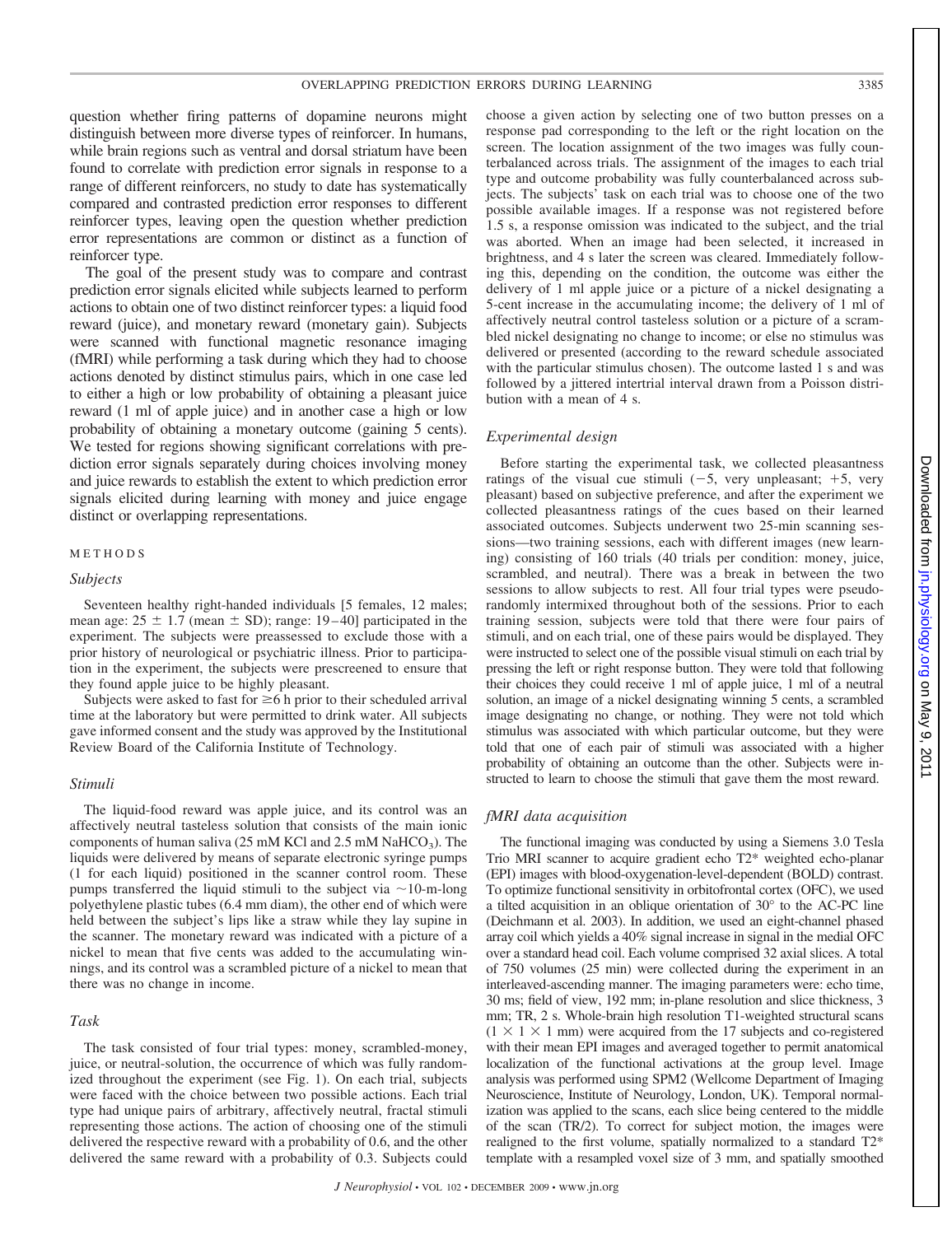question whether firing patterns of dopamine neurons might distinguish between more diverse types of reinforcer. In humans, while brain regions such as ventral and dorsal striatum have been found to correlate with prediction error signals in response to a range of different reinforcers, no study to date has systematically compared and contrasted prediction error responses to different reinforcer types, leaving open the question whether prediction error representations are common or distinct as a function of reinforcer type.

The goal of the present study was to compare and contrast prediction error signals elicited while subjects learned to perform actions to obtain one of two distinct reinforcer types: a liquid food reward (juice), and monetary reward (monetary gain). Subjects were scanned with functional magnetic resonance imaging (fMRI) while performing a task during which they had to choose actions denoted by distinct stimulus pairs, which in one case led to either a high or low probability of obtaining a pleasant juice reward (1 ml of apple juice) and in another case a high or low probability of obtaining a monetary outcome (gaining 5 cents). We tested for regions showing significant correlations with prediction error signals separately during choices involving money and juice rewards to establish the extent to which prediction error signals elicited during learning with money and juice engage distinct or overlapping representations.

## METHODS

### *Subjects*

Seventeen healthy right-handed individuals [5 females, 12 males; mean age: $25 \pm 1.7$ (mean $\pm$ SD); range: 19–40] participated in the experiment. The subjects were preassessed to exclude those with a prior history of neurological or psychiatric illness. Prior to participation in the experiment, the subjects were prescreened to ensure that they found apple juice to be highly pleasant.

Subjects were asked to fast for $\geq$6 h prior to their scheduled arrival time at the laboratory but were permitted to drink water. All subjects gave informed consent and the study was approved by the Institutional Review Board of the California Institute of Technology.

### *Stimuli*

The liquid-food reward was apple juice, and its control was an affectively neutral tasteless solution that consists of the main ionic components of human saliva (25 mM KCl and 2.5 mM $NaHCO_3$). The liquids were delivered by means of separate electronic syringe pumps (1 for each liquid) positioned in the scanner control room. These pumps transferred the liquid stimuli to the subject via ~10-m-long polyethylene plastic tubes (6.4 mm diam), the other end of which were held between the subject's lips like a straw while they lay supine in the scanner. The monetary reward was indicated with a picture of a nickel to mean that five cents was added to the accumulating winnings, and its control was a scrambled picture of a nickel to mean that there was no change in income.

### *Task*

The task consisted of four trial types: money, scrambled-money, juice, or neutral-solution, the occurrence of which was fully randomized throughout the experiment (see Fig. 1). On each trial, subjects were faced with the choice between two possible actions. Each trial type had unique pairs of arbitrary, affectively neutral, fractal stimuli representing those actions. The action of choosing one of the stimuli delivered the respective reward with a probability of 0.6, and the other delivered the same reward with a probability of 0.3. Subjects could choose a given action by selecting one of two button presses on a response pad corresponding to the left or the right location on the screen. The location assignment of the two images was fully counterbalanced across trials. The assignment of the images to each trial type and outcome probability was fully counterbalanced across subjects. The subjects' task on each trial was to choose one of the two possible available images. If a response was not registered before 1.5 s, a response omission was indicated to the subject, and the trial was aborted. When an image had been selected, it increased in brightness, and 4 s later the screen was cleared. Immediately following this, depending on the condition, the outcome was either the delivery of 1 ml apple juice or a picture of a nickel designating a 5-cent increase in the accumulating income; the delivery of 1 ml of affectively neutral control tasteless solution or a picture of a scrambled nickel designating no change to income; or else no stimulus was delivered or presented (according to the reward schedule associated with the particular stimulus chosen). The outcome lasted 1 s and was followed by a jittered intertrial interval drawn from a Poisson distribution with a mean of 4 s.

### *Experimental design*

Before starting the experimental task, we collected pleasantness ratings of the visual cue stimuli (−5, very unpleasant; +5, very pleasant) based on subjective preference, and after the experiment we collected pleasantness ratings of the cues based on their learned associated outcomes. Subjects underwent two 25-min scanning sessions—two training sessions, each with different images (new learning) consisting of 160 trials (40 trials per condition: money, juice, scrambled, and neutral). There was a break in between the two sessions to allow subjects to rest. All four trial types were pseudorandomly intermixed throughout both of the sessions. Prior to each training session, subjects were told that there were four pairs of stimuli, and on each trial, one of these pairs would be displayed. They were instructed to select one of the possible visual stimuli on each trial by pressing the left or right response button. They were told that following their choices they could receive 1 ml of apple juice, 1 ml of a neutral solution, an image of a nickel designating winning 5 cents, a scrambled image designating no change, or nothing. They were not told which stimulus was associated with which particular outcome, but they were told that one of each pair of stimuli was associated with a higher probability of obtaining an outcome than the other. Subjects were instructed to learn to choose the stimuli that gave them the most reward.

### *fMRI data acquisition*

The functional imaging was conducted by using a Siemens 3.0 Tesla Trio MRI scanner to acquire gradient echo T2* weighted echo-planar (EPI) images with blood-oxygenation-level-dependent (BOLD) contrast. To optimize functional sensitivity in orbitofrontal cortex (OFC), we used a tilted acquisition in an oblique orientation of 30° to the AC-PC line (Deichmann et al. 2003). In addition, we used an eight-channel phased array coil which yields a 40% signal increase in signal in the medial OFC over a standard head coil. Each volume comprised 32 axial slices. A total of 750 volumes (25 min) were collected during the experiment in an interleaved-ascending manner. The imaging parameters were: echo time, 30 ms; field of view, 192 mm; in-plane resolution and slice thickness, 3 mm; TR, 2 s. Whole-brain high resolution T1-weighted structural scans ($1 \times 1 \times 1$ mm) were acquired from the 17 subjects and co-registered with their mean EPI images and averaged together to permit anatomical localization of the functional activations at the group level. Image analysis was performed using SPM2 (Wellcome Department of Imaging Neuroscience, Institute of Neurology, London, UK). Temporal normalization was applied to the scans, each slice being centered to the middle of the scan (TR/2). To correct for subject motion, the images were realigned to the first volume, spatially normalized to a standard T2* template with a resampled voxel size of 3 mm, and spatially smoothed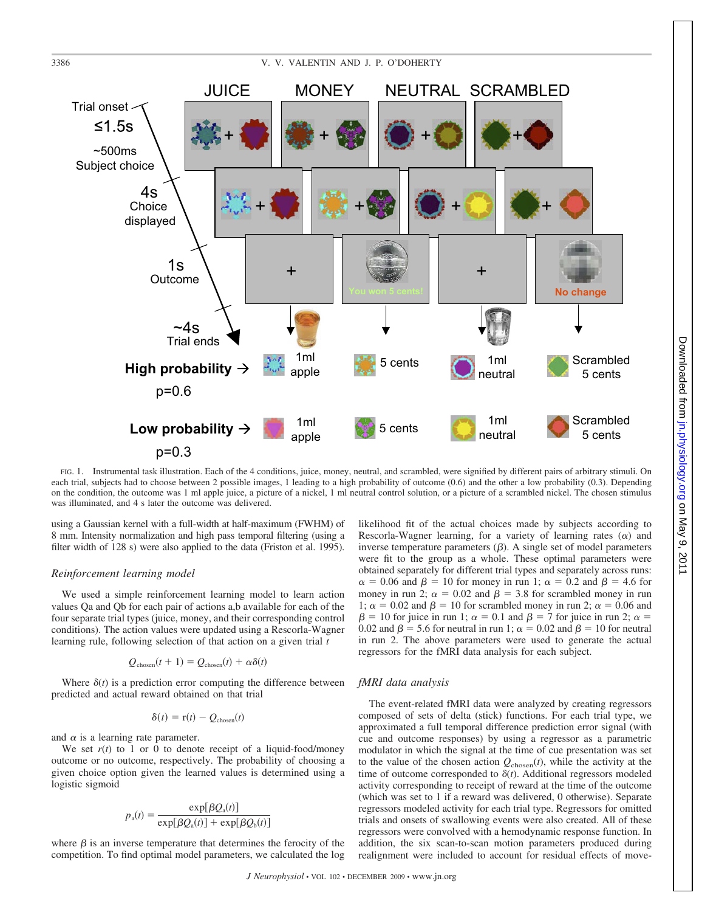FIG. 1. Instrumental task illustration. Each of the 4 conditions, juice, money, neutral, and scrambled, were signified by different pairs of arbitrary stimuli. On each trial, subjects had to choose between 2 possible images, 1 leading to a high probability of outcome (0.6) and the other a low probability (0.3). Depending on the condition, the outcome was 1 ml apple juice, a picture of a nickel, 1 ml neutral control solution, or a picture of a scrambled nickel. The chosen stimulus was illuminated, and 4 s later the outcome was delivered.

using a Gaussian kernel with a full-width at half-maximum (FWHM) of 8 mm. Intensity normalization and high pass temporal filtering (using a filter width of 128 s) were also applied to the data (Friston et al. 1995).

### *Reinforcement learning model*

We used a simple reinforcement learning model to learn action values Qa and Qb for each pair of actions a,b available for each of the four separate trial types (juice, money, and their corresponding control conditions). The action values were updated using a Rescorla-Wagner learning rule, following selection of that action on a given trial $t$

$$Q_{\text{chosen}}(t + 1) = Q_{\text{chosen}}(t) + \alpha\delta(t)$$

Where $\delta(t)$ is a prediction error computing the difference between predicted and actual reward obtained on that trial

$$\delta(t) = r(t) - Q_{\text{chosen}}(t)$$

and $\alpha$ is a learning rate parameter.

We set $r(t)$ to 1 or 0 to denote receipt of a liquid-food/money outcome or no outcome, respectively. The probability of choosing a given choice option given the learned values is determined using a logistic sigmoid

$$p_{a}(t) = \frac{\exp[\beta Q_{a}(t)]}{\exp[\beta Q_{a}(t)] + \exp[\beta Q_{b}(t)]}$$

where $\beta$ is an inverse temperature that determines the ferocity of the competition. To find optimal model parameters, we calculated the log likelihood fit of the actual choices made by subjects according to Rescorla-Wagner learning, for a variety of learning rates ($\alpha$) and inverse temperature parameters ($\beta$). A single set of model parameters were fit to the group as a whole. These optimal parameters were obtained separately for different trial types and separately across runs: $\alpha = 0.06$ and $\beta = 10$ for money in run 1; $\alpha = 0.2$ and $\beta = 4.6$ for money in run 2; $\alpha = 0.02$ and $\beta = 3.8$ for scrambled money in run 1; $\alpha = 0.02$ and $\beta = 10$ for scrambled money in run 2; $\alpha = 0.06$ and $\beta = 10$ for juice in run 1; $\alpha = 0.1$ and $\beta = 7$ for juice in run 2; $\alpha = 0.02$ and $\beta = 5.6$ for neutral in run 1; $\alpha = 0.02$ and $\beta = 10$ for neutral in run 2. The above parameters were used to generate the actual regressors for the fMRI data analysis for each subject.

### *fMRI data analysis*

The event-related fMRI data were analyzed by creating regressors composed of sets of delta (stick) functions. For each trial type, we approximated a full temporal difference prediction error signal (with cue and outcome responses) by using a regressor as a parametric modulator in which the signal at the time of cue presentation was set to the value of the chosen action $Q_{\text{chosen}}(t)$, while the activity at the time of outcome corresponded to $\delta(t)$. Additional regressors modeled activity corresponding to receipt of reward at the time of the outcome (which was set to 1 if a reward was delivered, 0 otherwise). Separate regressors modeled activity for each trial type. Regressors for omitted trials and onsets of swallowing events were also created. All of these regressors were convolved with a hemodynamic response function. In addition, the six scan-to-scan motion parameters produced during realignment were included to account for residual effects of move-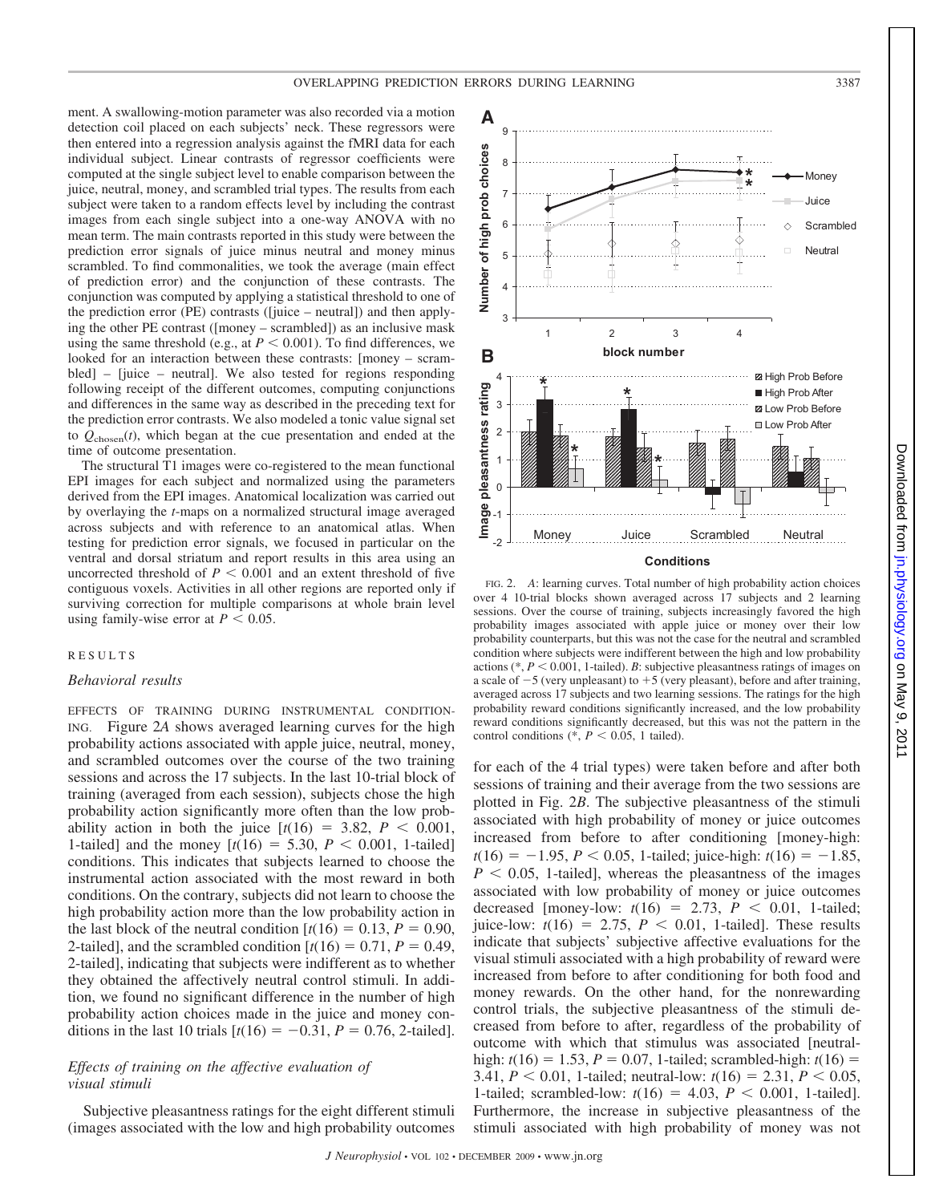ment. A swallowing-motion parameter was also recorded via a motion detection coil placed on each subjects' neck. These regressors were then entered into a regression analysis against the fMRI data for each individual subject. Linear contrasts of regressor coefficients were computed at the single subject level to enable comparison between the juice, neutral, money, and scrambled trial types. The results from each subject were taken to a random effects level by including the contrast images from each single subject into a one-way ANOVA with no mean term. The main contrasts reported in this study were between the prediction error signals of juice minus neutral and money minus scrambled. To find commonalities, we took the average (main effect of prediction error) and the conjunction of these contrasts. The conjunction was computed by applying a statistical threshold to one of the prediction error (PE) contrasts ([juice – neutral]) and then applying the other PE contrast ([money – scrambled]) as an inclusive mask using the same threshold (e.g., at $P < 0.001$). To find differences, we looked for an interaction between these contrasts: [money – scrambled] – [juice – neutral]. We also tested for regions responding following receipt of the different outcomes, computing conjunctions and differences in the same way as described in the preceding text for the prediction error contrasts. We also modeled a tonic value signal set to $Q_{\text{chosen}}(t)$, which began at the cue presentation and ended at the time of outcome presentation.

The structural T1 images were co-registered to the mean functional EPI images for each subject and normalized using the parameters derived from the EPI images. Anatomical localization was carried out by overlaying the *t*-maps on a normalized structural image averaged across subjects and with reference to an anatomical atlas. When testing for prediction error signals, we focused in particular on the ventral and dorsal striatum and report results in this area using an uncorrected threshold of $P < 0.001$ and an extent threshold of five contiguous voxels. Activities in all other regions are reported only if surviving correction for multiple comparisons at whole brain level using family-wise error at $P < 0.05$.

## RESULTS

### Behavioral results

EFFECTS OF TRAINING DURING INSTRUMENTAL CONDITIONING. Figure 2*A* shows averaged learning curves for the high probability actions associated with apple juice, neutral, money, and scrambled outcomes over the course of the two training sessions and across the 17 subjects. In the last 10-trial block of training (averaged from each session), subjects chose the high probability action significantly more often than the low probability action in both the juice [$t(16) = 3.82$, $P < 0.001$, 1-tailed] and the money [$t(16) = 5.30$, $P < 0.001$, 1-tailed] conditions. This indicates that subjects learned to choose the instrumental action associated with the most reward in both conditions. On the contrary, subjects did not learn to choose the high probability action more than the low probability action in the last block of the neutral condition [$t(16) = 0.13$, $P = 0.90$, 2-tailed], and the scrambled condition [$t(16) = 0.71$, $P = 0.49$, 2-tailed], indicating that subjects were indifferent as to whether they obtained the affectively neutral control stimuli. In addition, we found no significant difference in the number of high probability action choices made in the juice and money conditions in the last 10 trials [$t(16) = -0.31$, $P = 0.76$, 2-tailed].

### *Effects of training on the affective evaluation of visual stimuli*

Subjective pleasantness ratings for the eight different stimuli (images associated with the low and high probability outcomes for each of the 4 trial types) were taken before and after both sessions of training and their average from the two sessions are plotted in Fig. 2*B*. The subjective pleasantness of the stimuli associated with high probability of money or juice outcomes increased from before to after conditioning [money-high: $t(16) = -1.95$, $P < 0.05$, 1-tailed; juice-high: $t(16) = -1.85$, $P < 0.05$, 1-tailed], whereas the pleasantness of the images associated with low probability of money or juice outcomes decreased [money-low: $t(16) = 2.73$, $P < 0.01$, 1-tailed; juice-low: $t(16) = 2.75$, $P < 0.01$, 1-tailed]. These results indicate that subjects' subjective affective evaluations for the visual stimuli associated with a high probability of reward were increased from before to after conditioning for both food and money rewards. On the other hand, for the nonrewarding control trials, the subjective pleasantness of the stimuli decreased from before to after, regardless of the probability of outcome with which that stimulus was associated [neutral-high: $t(16) = 1.53$, $P = 0.07$, 1-tailed; scrambled-high: $t(16) = 3.41$, $P < 0.01$, 1-tailed; neutral-low: $t(16) = 2.31$, $P < 0.05$, 1-tailed; scrambled-low: $t(16) = 4.03$, $P < 0.001$, 1-tailed]. Furthermore, the increase in subjective pleasantness of the stimuli associated with high probability of money was not

**A**

Number of high prob choices

9
8
7
6
5
4
3

1 2 3 4

block number

Money
Juice
Scrambled
Neutral

*
*

**B**

Image pleasantness rating

4
3
2
1
0
-1
-2

Money Juice Scrambled Neutral

Conditions

High Prob Before
High Prob After
Low Prob Before
Low Prob After

*
*
*
*

FIG. 2. *A*: learning curves. Total number of high probability action choices over 4 10-trial blocks shown averaged across 17 subjects and 2 learning sessions. Over the course of training, subjects increasingly favored the high probability images associated with apple juice or money over their low probability counterparts, but this was not the case for the neutral and scrambled condition where subjects were indifferent between the high and low probability actions (*, $P < 0.001$, 1-tailed). *B*: subjective pleasantness ratings of images on a scale of −5 (very unpleasant) to +5 (very pleasant), before and after training, averaged across 17 subjects and two learning sessions. The ratings for the high probability reward conditions significantly increased, and the low probability reward conditions significantly decreased, but this was not the pattern in the control conditions (*, $P < 0.05$, 1 tailed).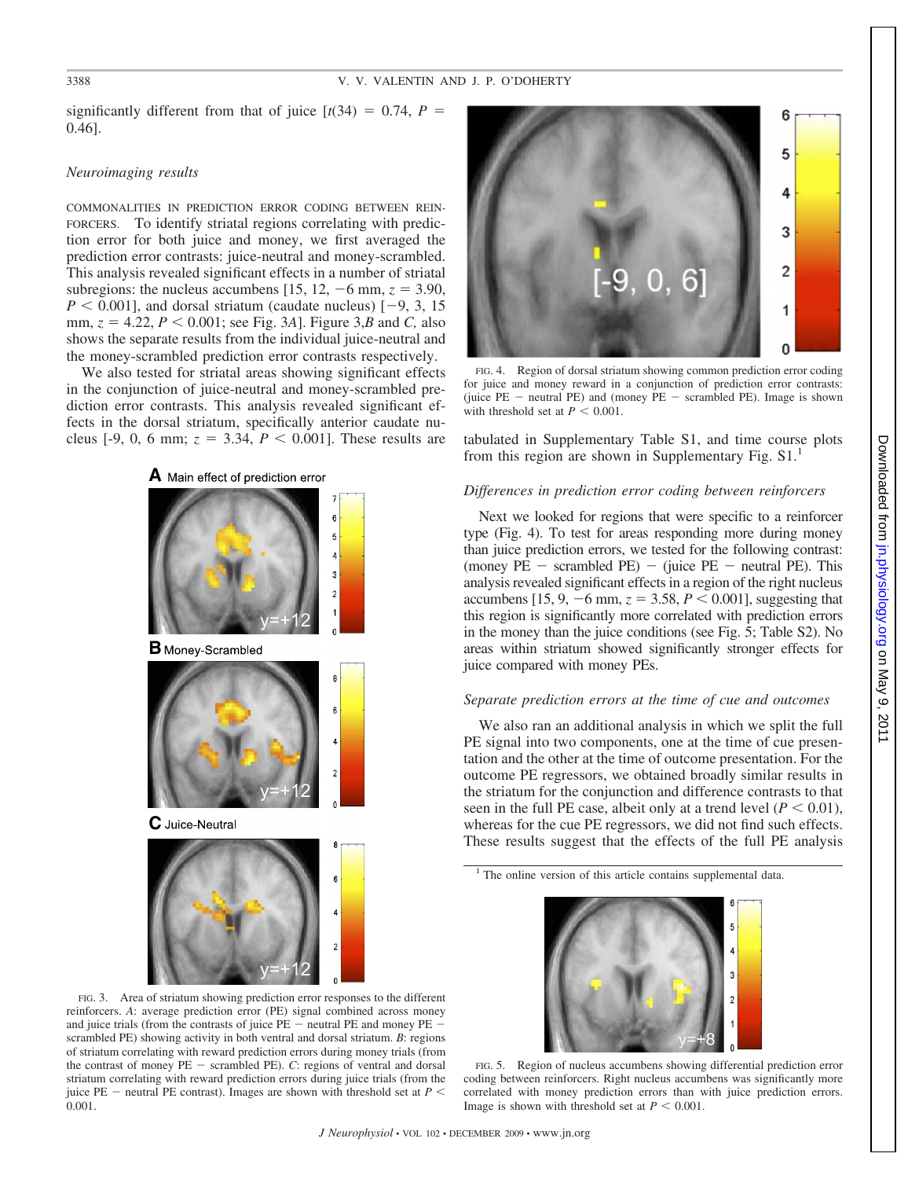significantly different from that of juice [$t(34) = 0.74$, $P = 0.46$].

### Neuroimaging results

COMMONALITIES IN PREDICTION ERROR CODING BETWEEN REINFORCERS. To identify striatal regions correlating with prediction error for both juice and money, we first averaged the prediction error contrasts: juice-neutral and money-scrambled. This analysis revealed significant effects in a number of striatal subregions: the nucleus accumbens [15, 12, −6 mm, $z = 3.90$, $P < 0.001$], and dorsal striatum (caudate nucleus) [−9, 3, 15 mm, $z = 4.22$, $P < 0.001$; see Fig. 3*A*]. Figure 3,*B* and *C*, also shows the separate results from the individual juice-neutral and the money-scrambled prediction error contrasts respectively.

We also tested for striatal areas showing significant effects in the conjunction of juice-neutral and money-scrambled prediction error contrasts. This analysis revealed significant effects in the dorsal striatum, specifically anterior caudate nucleus [-9, 0, 6 mm; $z = 3.34$, $P < 0.001$]. These results are tabulated in Supplementary Table S1, and time course plots from this region are shown in Supplementary Fig. S1.[1]

FIG. 3. Area of striatum showing prediction error responses to the different reinforcers. *A*: average prediction error (PE) signal combined across money and juice trials (from the contrasts of juice PE − neutral PE and money PE − scrambled PE) showing activity in both ventral and dorsal striatum. *B*: regions of striatum correlating with reward prediction errors during money trials (from the contrast of money PE − scrambled PE). *C*: regions of ventral and dorsal striatum correlating with reward prediction errors during juice trials (from the juice PE − neutral PE contrast). Images are shown with threshold set at $P < 0.001$.

FIG. 4. Region of dorsal striatum showing common prediction error coding for juice and money reward in a conjunction of prediction error contrasts: (juice PE − neutral PE) and (money PE − scrambled PE). Image is shown with threshold set at $P < 0.001$.

### Differences in prediction error coding between reinforcers

Next we looked for regions that were specific to a reinforcer type (Fig. 4). To test for areas responding more during money than juice prediction errors, we tested for the following contrast: (money PE − scrambled PE) − (juice PE − neutral PE). This analysis revealed significant effects in a region of the right nucleus accumbens [15, 9, −6 mm, $z = 3.58$, $P < 0.001$], suggesting that this region is significantly more correlated with prediction errors in the money than the juice conditions (see Fig. 5; Table S2). No areas within striatum showed significantly stronger effects for juice compared with money PEs.

### Separate prediction errors at the time of cue and outcomes

We also ran an additional analysis in which we split the full PE signal into two components, one at the time of cue presentation and the other at the time of outcome presentation. For the outcome PE regressors, we obtained broadly similar results in the striatum for the conjunction and difference contrasts to that seen in the full PE case, albeit only at a trend level ($P < 0.01$), whereas for the cue PE regressors, we did not find such effects. These results suggest that the effects of the full PE analysis

[1] The online version of this article contains supplemental data.

FIG. 5. Region of nucleus accumbens showing differential prediction error coding between reinforcers. Right nucleus accumbens was significantly more correlated with money prediction errors than with juice prediction errors. Image is shown with threshold set at $P < 0.001$.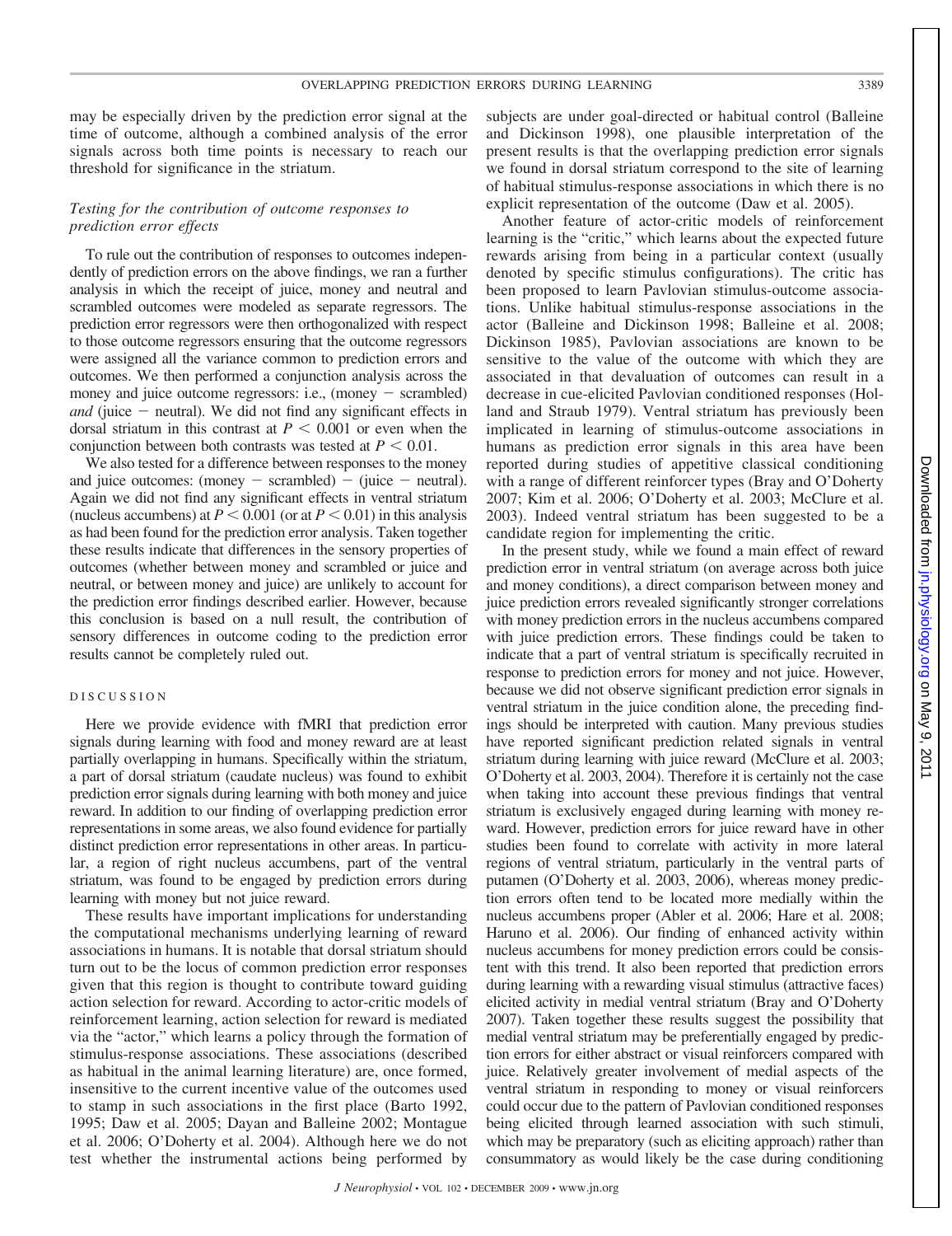may be especially driven by the prediction error signal at the time of outcome, although a combined analysis of the error signals across both time points is necessary to reach our threshold for significance in the striatum.

### *Testing for the contribution of outcome responses to prediction error effects*

To rule out the contribution of responses to outcomes independently of prediction errors on the above findings, we ran a further analysis in which the receipt of juice, money and neutral and scrambled outcomes were modeled as separate regressors. The prediction error regressors were then orthogonalized with respect to those outcome regressors ensuring that the outcome regressors were assigned all the variance common to prediction errors and outcomes. We then performed a conjunction analysis across the money and juice outcome regressors: i.e., (money − scrambled) *and* (juice − neutral). We did not find any significant effects in dorsal striatum in this contrast at $P < 0.001$ or even when the conjunction between both contrasts was tested at $P < 0.01$.

We also tested for a difference between responses to the money and juice outcomes: (money − scrambled) − (juice − neutral). Again we did not find any significant effects in ventral striatum (nucleus accumbens) at $P < 0.001$ (or at $P < 0.01$) in this analysis as had been found for the prediction error analysis. Taken together these results indicate that differences in the sensory properties of outcomes (whether between money and scrambled or juice and neutral, or between money and juice) are unlikely to account for the prediction error findings described earlier. However, because this conclusion is based on a null result, the contribution of sensory differences in outcome coding to the prediction error results cannot be completely ruled out.

## DISCUSSION

Here we provide evidence with fMRI that prediction error signals during learning with food and money reward are at least partially overlapping in humans. Specifically within the striatum, a part of dorsal striatum (caudate nucleus) was found to exhibit prediction error signals during learning with both money and juice reward. In addition to our finding of overlapping prediction error representations in some areas, we also found evidence for partially distinct prediction error representations in other areas. In particular, a region of right nucleus accumbens, part of the ventral striatum, was found to be engaged by prediction errors during learning with money but not juice reward.

These results have important implications for understanding the computational mechanisms underlying learning of reward associations in humans. It is notable that dorsal striatum should turn out to be the locus of common prediction error responses given that this region is thought to contribute toward guiding action selection for reward. According to actor-critic models of reinforcement learning, action selection for reward is mediated via the "actor," which learns a policy through the formation of stimulus-response associations. These associations (described as habitual in the animal learning literature) are, once formed, insensitive to the current incentive value of the outcomes used to stamp in such associations in the first place (Barto 1992, 1995; Daw et al. 2005; Dayan and Balleine 2002; Montague et al. 2006; O'Doherty et al. 2004). Although here we do not test whether the instrumental actions being performed by subjects are under goal-directed or habitual control (Balleine and Dickinson 1998), one plausible interpretation of the present results is that the overlapping prediction error signals we found in dorsal striatum correspond to the site of learning of habitual stimulus-response associations in which there is no explicit representation of the outcome (Daw et al. 2005).

Another feature of actor-critic models of reinforcement learning is the "critic," which learns about the expected future rewards arising from being in a particular context (usually denoted by specific stimulus configurations). The critic has been proposed to learn Pavlovian stimulus-outcome associations. Unlike habitual stimulus-response associations in the actor (Balleine and Dickinson 1998; Balleine et al. 2008; Dickinson 1985), Pavlovian associations are known to be sensitive to the value of the outcome with which they are associated in that devaluation of outcomes can result in a decrease in cue-elicited Pavlovian conditioned responses (Holland and Straub 1979). Ventral striatum has previously been implicated in learning of stimulus-outcome associations in humans as prediction error signals in this area have been reported during studies of appetitive classical conditioning with a range of different reinforcer types (Bray and O'Doherty 2007; Kim et al. 2006; O'Doherty et al. 2003; McClure et al. 2003). Indeed ventral striatum has been suggested to be a candidate region for implementing the critic.

In the present study, while we found a main effect of reward prediction error in ventral striatum (on average across both juice and money conditions), a direct comparison between money and juice prediction errors revealed significantly stronger correlations with money prediction errors in the nucleus accumbens compared with juice prediction errors. These findings could be taken to indicate that a part of ventral striatum is specifically recruited in response to prediction errors for money and not juice. However, because we did not observe significant prediction error signals in ventral striatum in the juice condition alone, the preceding findings should be interpreted with caution. Many previous studies have reported significant prediction related signals in ventral striatum during learning with juice reward (McClure et al. 2003; O'Doherty et al. 2003, 2004). Therefore it is certainly not the case when taking into account these previous findings that ventral striatum is exclusively engaged during learning with money reward. However, prediction errors for juice reward have in other studies been found to correlate with activity in more lateral regions of ventral striatum, particularly in the ventral parts of putamen (O'Doherty et al. 2003, 2006), whereas money prediction errors often tend to be located more medially within the nucleus accumbens proper (Abler et al. 2006; Hare et al. 2008; Haruno et al. 2006). Our finding of enhanced activity within nucleus accumbens for money prediction errors could be consistent with this trend. It also been reported that prediction errors during learning with a rewarding visual stimulus (attractive faces) elicited activity in medial ventral striatum (Bray and O'Doherty 2007). Taken together these results suggest the possibility that medial ventral striatum may be preferentially engaged by prediction errors for either abstract or visual reinforcers compared with juice. Relatively greater involvement of medial aspects of the ventral striatum in responding to money or visual reinforcers could occur due to the pattern of Pavlovian conditioned responses being elicited through learned association with such stimuli, which may be preparatory (such as eliciting approach) rather than consummatory as would likely be the case during conditioning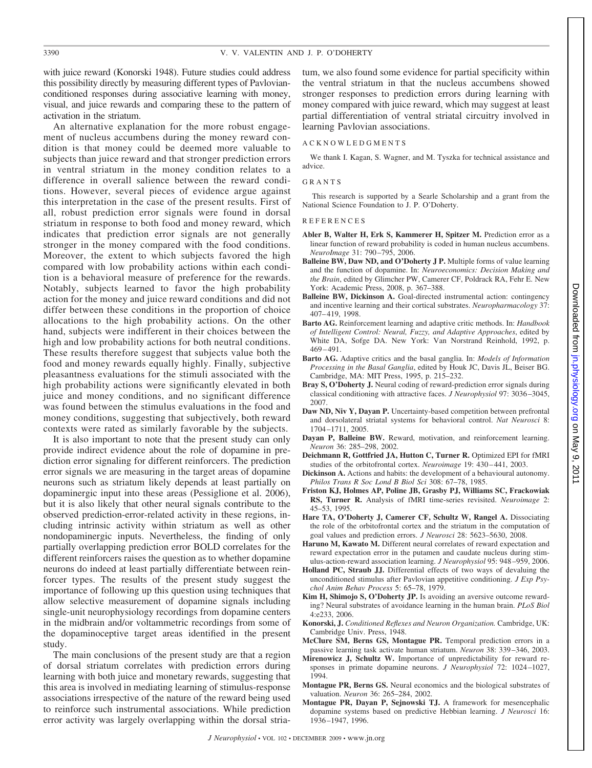with juice reward (Konorski 1948). Future studies could address this possibility directly by measuring different types of Pavlovian-conditioned responses during associative learning with money, visual, and juice rewards and comparing these to the pattern of activation in the striatum.

An alternative explanation for the more robust engagement of nucleus accumbens during the money reward condition is that money could be deemed more valuable to subjects than juice reward and that stronger prediction errors in ventral striatum in the money condition relates to a difference in overall salience between the reward conditions. However, several pieces of evidence argue against this interpretation in the case of the present results. First of all, robust prediction error signals were found in dorsal striatum in response to both food and money reward, which indicates that prediction error signals are not generally stronger in the money compared with the food conditions. Moreover, the extent to which subjects favored the high compared with low probability actions within each condition is a behavioral measure of preference for the rewards. Notably, subjects learned to favor the high probability action for the money and juice reward conditions and did not differ between these conditions in the proportion of choice allocations to the high probability actions. On the other hand, subjects were indifferent in their choices between the high and low probability actions for both neutral conditions. These results therefore suggest that subjects value both the food and money rewards equally highly. Finally, subjective pleasantness evaluations for the stimuli associated with the high probability actions were significantly elevated in both juice and money conditions, and no significant difference was found between the stimulus evaluations in the food and money conditions, suggesting that subjectively, both reward contexts were rated as similarly favorable by the subjects.

It is also important to note that the present study can only provide indirect evidence about the role of dopamine in prediction error signaling for different reinforcers. The prediction error signals we are measuring in the target areas of dopamine neurons such as striatum likely depends at least partially on dopaminergic input into these areas (Pessiglione et al. 2006), but it is also likely that other neural signals contribute to the observed prediction-error-related activity in these regions, including intrinsic activity within striatum as well as other nondopaminergic inputs. Nevertheless, the finding of only partially overlapping prediction error BOLD correlates for the different reinforcers raises the question as to whether dopamine neurons do indeed at least partially differentiate between reinforcer types. The results of the present study suggest the importance of following up this question using techniques that allow selective measurement of dopamine signals including single-unit neurophysiology recordings from dopamine centers in the midbrain and/or voltammetric recordings from some of the dopaminoceptive target areas identified in the present study.

The main conclusions of the present study are that a region of dorsal striatum correlates with prediction errors during learning with both juice and monetary rewards, suggesting that this area is involved in mediating learning of stimulus-response associations irrespective of the nature of the reward being used to reinforce such instrumental associations. While prediction error activity was largely overlapping within the dorsal striatum, we also found some evidence for partial specificity within the ventral striatum in that the nucleus accumbens showed stronger responses to prediction errors during learning with money compared with juice reward, which may suggest at least partial differentiation of ventral striatal circuitry involved in learning Pavlovian associations.

## ACKNOWLEDGMENTS

We thank I. Kagan, S. Wagner, and M. Tyszka for technical assistance and advice.

## GRANTS

This research is supported by a Searle Scholarship and a grant from the National Science Foundation to J. P. O'Doherty.

## REFERENCES

**Abler B, Walter H, Erk S, Kammerer H, Spitzer M.** Prediction error as a linear function of reward probability is coded in human nucleus accumbens. *NeuroImage* 31: 790–795, 2006.

**Balleine BW, Daw ND, and O'Doherty J P.** Multiple forms of value learning and the function of dopamine. In: *Neuroeconomics: Decision Making and the Brain*, edited by Glimcher PW, Camerer CF, Poldrack RA, Fehr E. New York: Academic Press, 2008, p. 367–388.

**Balleine BW, Dickinson A.** Goal-directed instrumental action: contingency and incentive learning and their cortical substrates. *Neuropharmacology* 37: 407–419, 1998.

**Barto AG.** Reinforcement learning and adaptive critic methods. In: *Handbook of Intelligent Control: Neural, Fuzzy, and Adaptive Approaches*, edited by White DA, Sofge DA. New York: Van Norstrand Reinhold, 1992, p. 469–491.

**Barto AG.** Adaptive critics and the basal ganglia. In: *Models of Information Processing in the Basal Ganglia*, edited by Houk JC, Davis JL, Beiser BG. Cambridge, MA: MIT Press, 1995, p. 215–232.

**Bray S, O'Doherty J.** Neural coding of reward-prediction error signals during classical conditioning with attractive faces. *J Neurophysiol* 97: 3036–3045, 2007.

**Daw ND, Niv Y, Dayan P.** Uncertainty-based competition between prefrontal and dorsolateral striatal systems for behavioral control. *Nat Neurosci* 8: 1704–1711, 2005.

**Dayan P, Balleine BW.** Reward, motivation, and reinforcement learning. *Neuron* 36: 285–298, 2002.

**Deichmann R, Gottfried JA, Hutton C, Turner R.** Optimized EPI for fMRI studies of the orbitofrontal cortex. *Neuroimage* 19: 430–441, 2003.

**Dickinson A.** Actions and habits: the development of a behavioural autonomy. *Philos Trans R Soc Lond B Biol Sci* 308: 67–78, 1985.

**Friston KJ, Holmes AP, Poline JB, Grasby PJ, Williams SC, Frackowiak RS, Turner R.** Analysis of fMRI time-series revisited. *Neuroimage* 2: 45–53, 1995.

**Hare TA, O'Doherty J, Camerer CF, Schultz W, Rangel A.** Dissociating the role of the orbitofrontal cortex and the striatum in the computation of goal values and prediction errors. *J Neurosci* 28: 5623–5630, 2008.

**Haruno M, Kawato M.** Different neural correlates of reward expectation and reward expectation error in the putamen and caudate nucleus during stimulus-action-reward association learning. *J Neurophysiol* 95: 948–959, 2006.

**Holland PC, Straub JJ.** Differential effects of two ways of devaluing the unconditioned stimulus after Pavlovian appetitive conditioning. *J Exp Psychol Anim Behav Process* 5: 65–78, 1979.

**Kim H, Shimojo S, O'Doherty JP.** Is avoiding an aversive outcome rewarding? Neural substrates of avoidance learning in the human brain. *PLoS Biol* 4:e233, 2006.

**Konorski, J.** *Conditioned Reflexes and Neuron Organization.* Cambridge, UK: Cambridge Univ. Press, 1948.

**McClure SM, Berns GS, Montague PR.** Temporal prediction errors in a passive learning task activate human striatum. *Neuron* 38: 339–346, 2003.

**Mirenowicz J, Schultz W.** Importance of unpredictability for reward responses in primate dopamine neurons. *J Neurophysiol* 72: 1024–1027, 1994.

**Montague PR, Berns GS.** Neural economics and the biological substrates of valuation. *Neuron* 36: 265–284, 2002.

**Montague PR, Dayan P, Sejnowski TJ.** A framework for mesencephalic dopamine systems based on predictive Hebbian learning. *J Neurosci* 16: 1936–1947, 1996.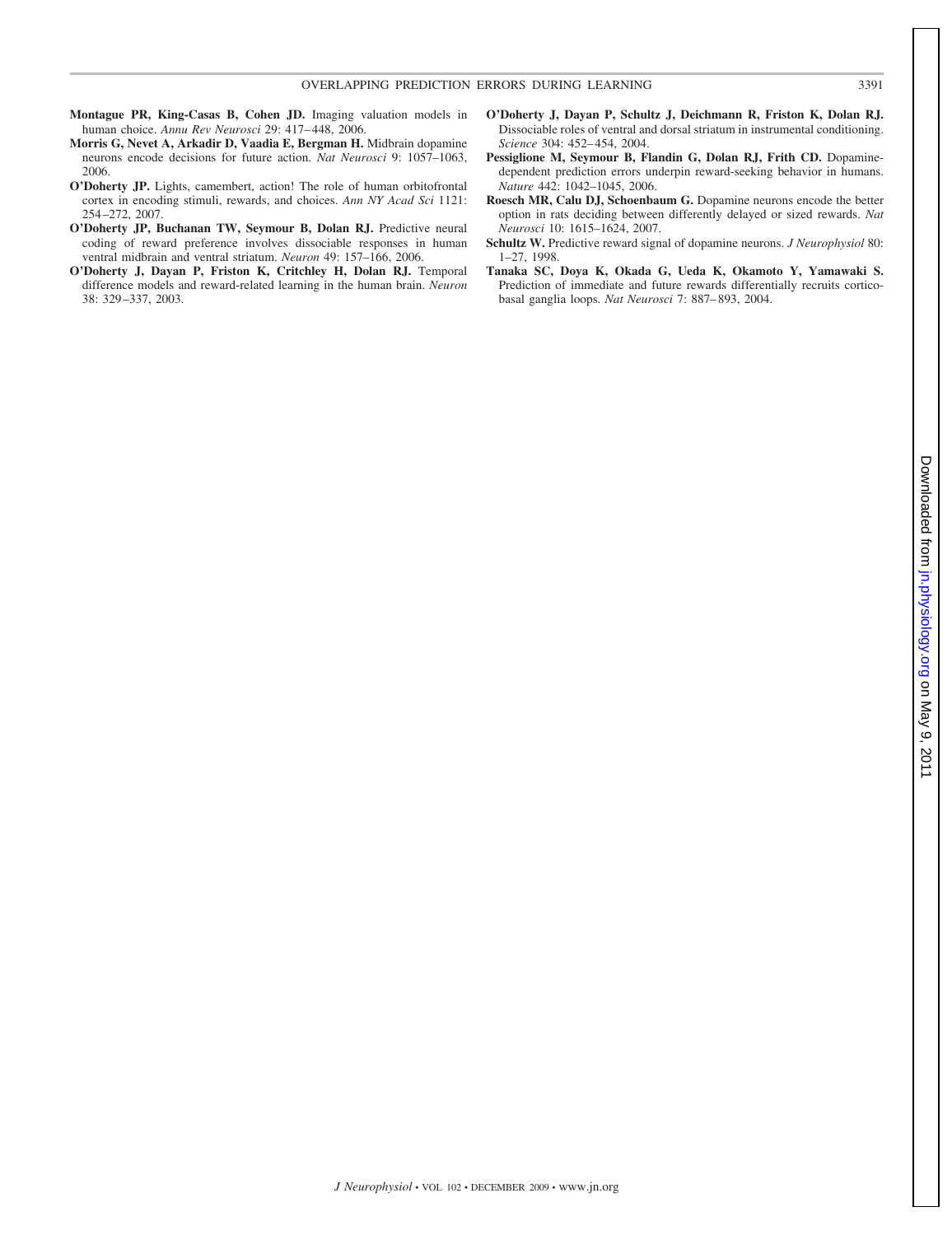**Montague PR, King-Casas B, Cohen JD.** Imaging valuation models in human choice. *Annu Rev Neurosci* 29: 417–448, 2006.

**Morris G, Nevet A, Arkadir D, Vaadia E, Bergman H.** Midbrain dopamine neurons encode decisions for future action. *Nat Neurosci* 9: 1057–1063, 2006.

**O'Doherty JP.** Lights, camembert, action! The role of human orbitofrontal cortex in encoding stimuli, rewards, and choices. *Ann NY Acad Sci* 1121: 254–272, 2007.

**O'Doherty JP, Buchanan TW, Seymour B, Dolan RJ.** Predictive neural coding of reward preference involves dissociable responses in human ventral midbrain and ventral striatum. *Neuron* 49: 157–166, 2006.

**O'Doherty J, Dayan P, Friston K, Critchley H, Dolan RJ.** Temporal difference models and reward-related learning in the human brain. *Neuron* 38: 329–337, 2003.

**O'Doherty J, Dayan P, Schultz J, Deichmann R, Friston K, Dolan RJ.** Dissociable roles of ventral and dorsal striatum in instrumental conditioning. *Science* 304: 452–454, 2004.

**Pessiglione M, Seymour B, Flandin G, Dolan RJ, Frith CD.** Dopamine-dependent prediction errors underpin reward-seeking behavior in humans. *Nature* 442: 1042–1045, 2006.

**Roesch MR, Calu DJ, Schoenbaum G.** Dopamine neurons encode the better option in rats deciding between differently delayed or sized rewards. *Nat Neurosci* 10: 1615–1624, 2007.

**Schultz W.** Predictive reward signal of dopamine neurons. *J Neurophysiol* 80: 1–27, 1998.

**Tanaka SC, Doya K, Okada G, Ueda K, Okamoto Y, Yamawaki S.** Prediction of immediate and future rewards differentially recruits cortico-basal ganglia loops. *Nat Neurosci* 7: 887–893, 2004.